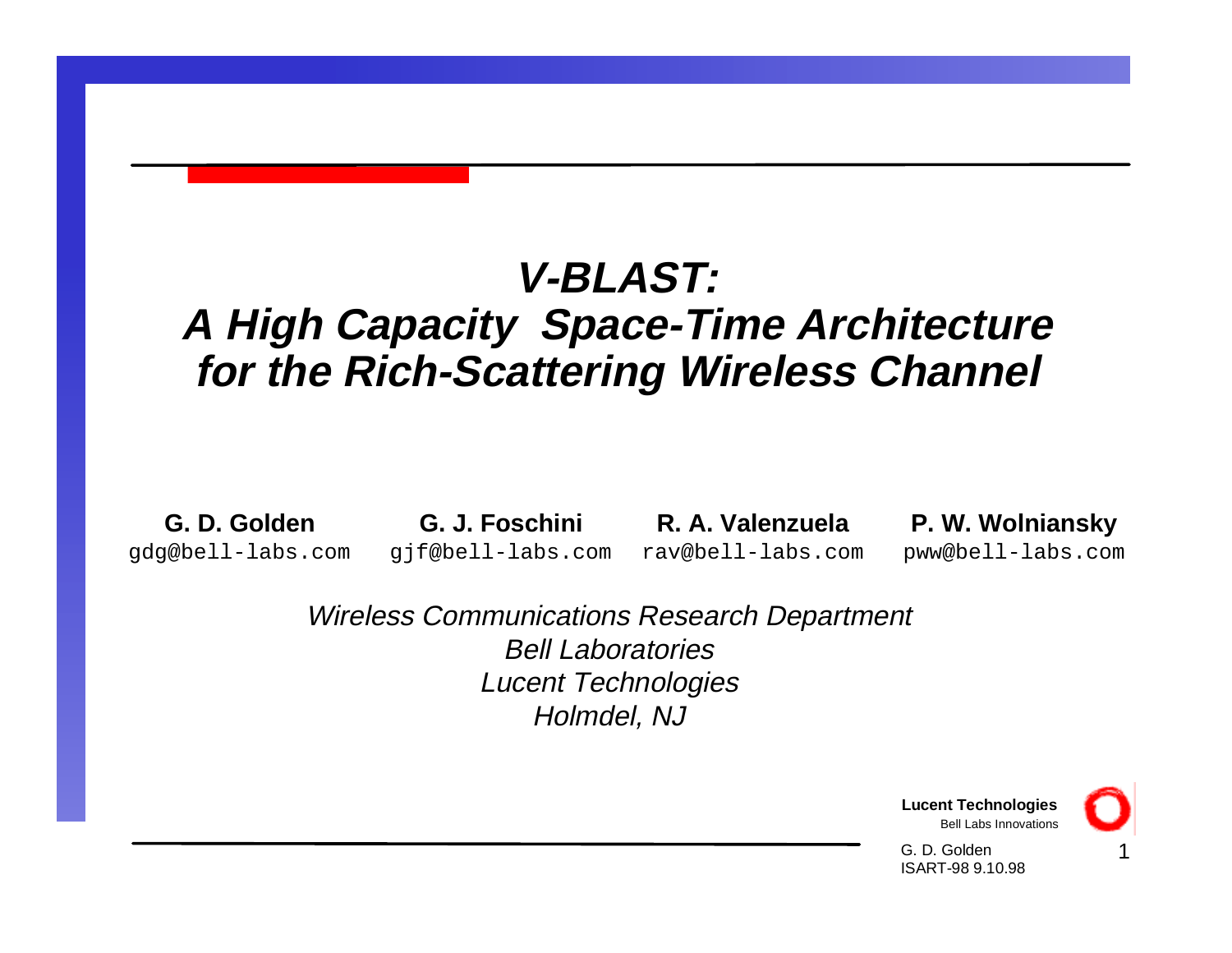# *V-BLAST: A High Capacity Space-Time Architecture for the Rich-Scattering Wireless Channel*

| **G. D. Golden** | **G. J. Foschini** | **R. A. Valenzuela** | **P. W. Wolniansky** |
| --- | --- | --- | --- |
| gdg@bell-labs.com | gjf@bell-labs.com | rav@bell-labs.com | pww@bell-labs.com |

*Wireless Communications Research Department*
*Bell Laboratories*
*Lucent Technologies*
*Holmdel, NJ*

**Lucent Technologies**
Bell Labs Innovations

G. D. Golden
ISART-98 9.10.98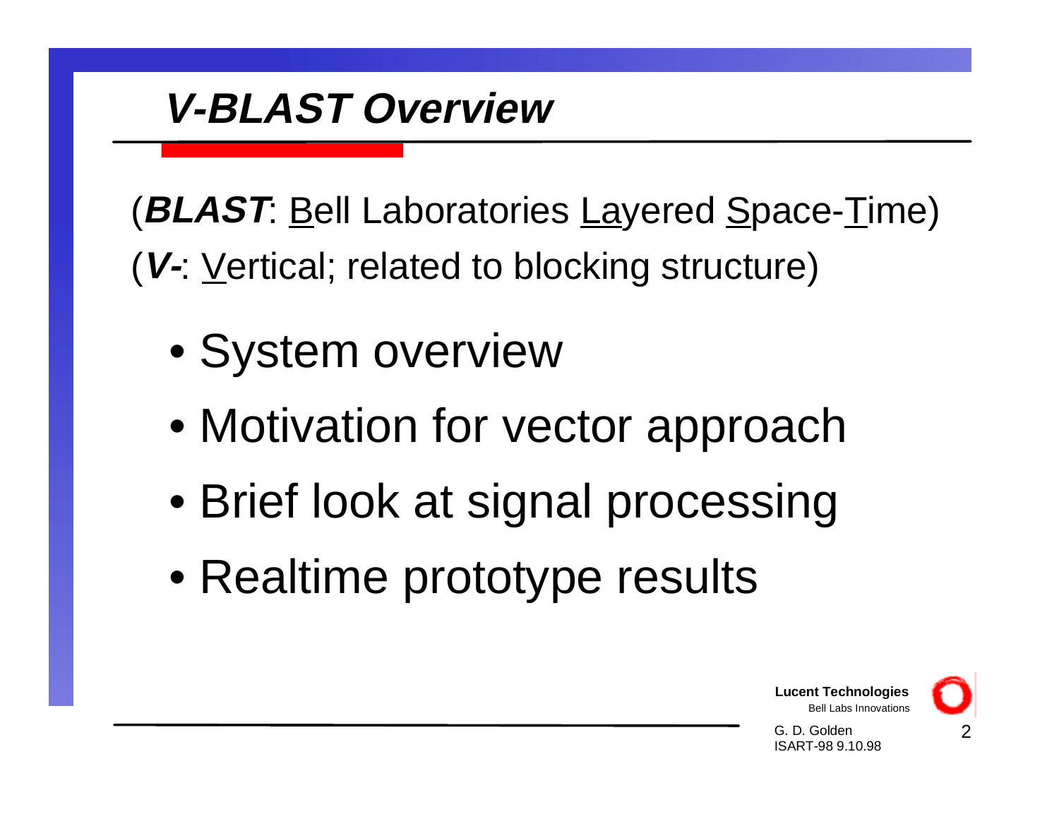# *V-BLAST Overview*

(***BLAST***: Bell Laboratories Layered Space-Time)
(***V-***: Vertical; related to blocking structure)

- System overview
- Motivation for vector approach
- Brief look at signal processing
- Realtime prototype results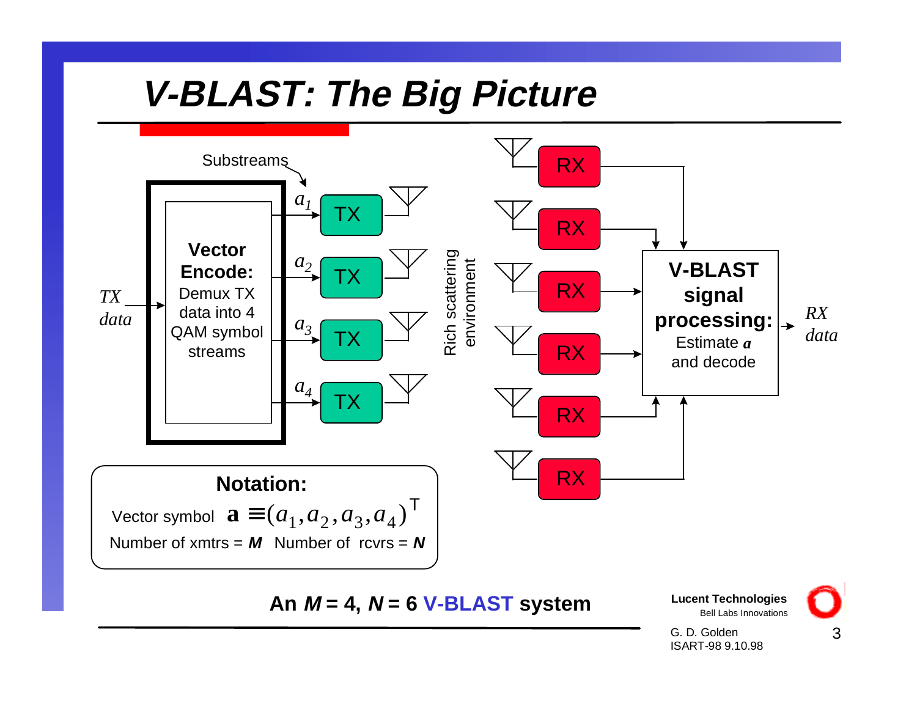# V-BLAST: The Big Picture

Substreams

*TX data*

**Vector Encode:** Demux TX data into 4 QAM symbol streams

$a_1$ TX

$a_2$ TX

$a_3$ TX

$a_4$ TX

Rich scattering environment

RX

RX

RX

RX

RX

RX

**V-BLAST signal processing:** Estimate ***a*** and decode

*RX data*

**Notation:**

Vector symbol $\mathbf{a} \equiv (a_1, a_2, a_3, a_4)^T$

Number of xmtrs = ***M*** Number of rcvrs = ***N***

**An *M* = 4, *N* = 6 V-BLAST system**

**Lucent Technologies**
Bell Labs Innovations

G. D. Golden
ISART-98 9.10.98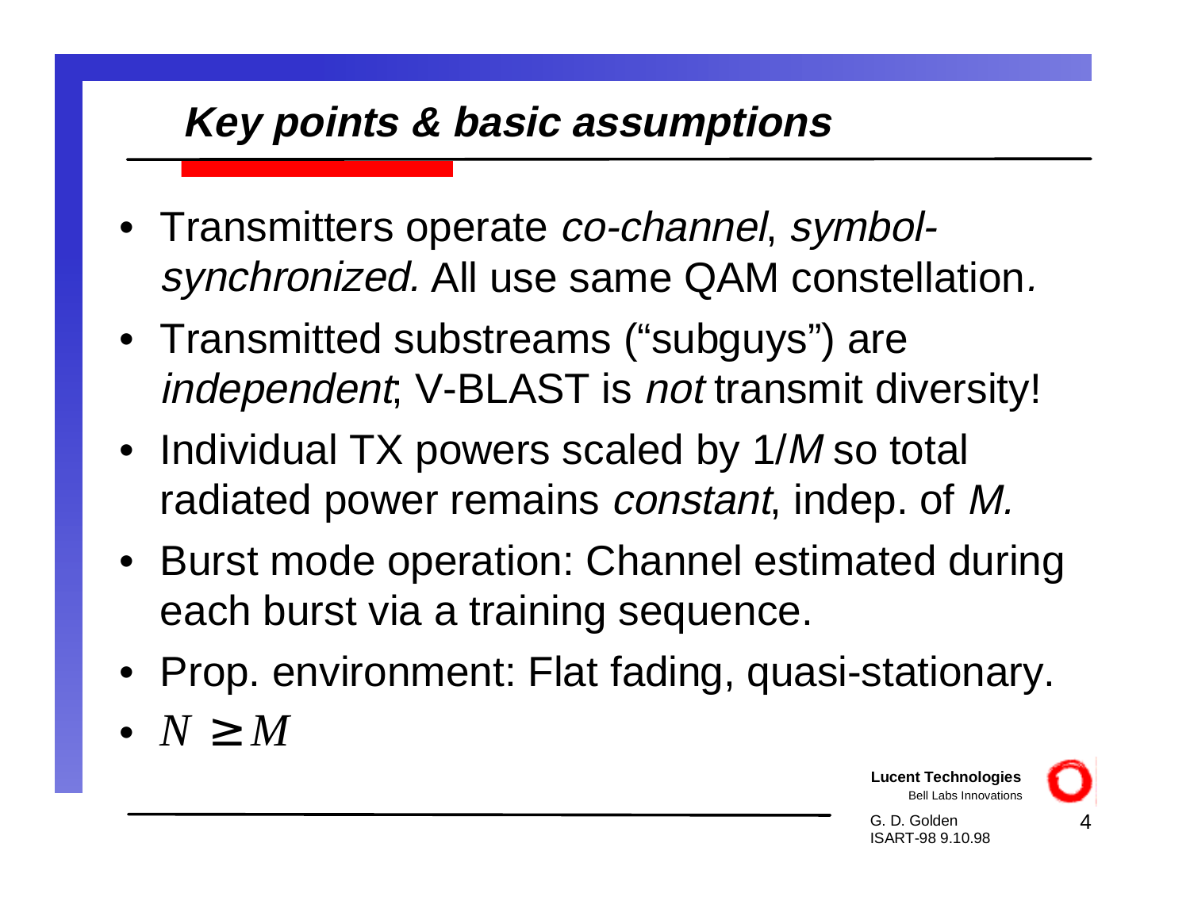## *Key points & basic assumptions*

- Transmitters operate *co-channel*, *symbol-synchronized.* All use same QAM constellation.
- Transmitted substreams ("subguys") are *independent*; V-BLAST is *not* transmit diversity!
- Individual TX powers scaled by $1/M$ so total radiated power remains *constant*, indep. of $M$.
- Burst mode operation: Channel estimated during each burst via a training sequence.
- Prop. environment: Flat fading, quasi-stationary.
- $N \geq M$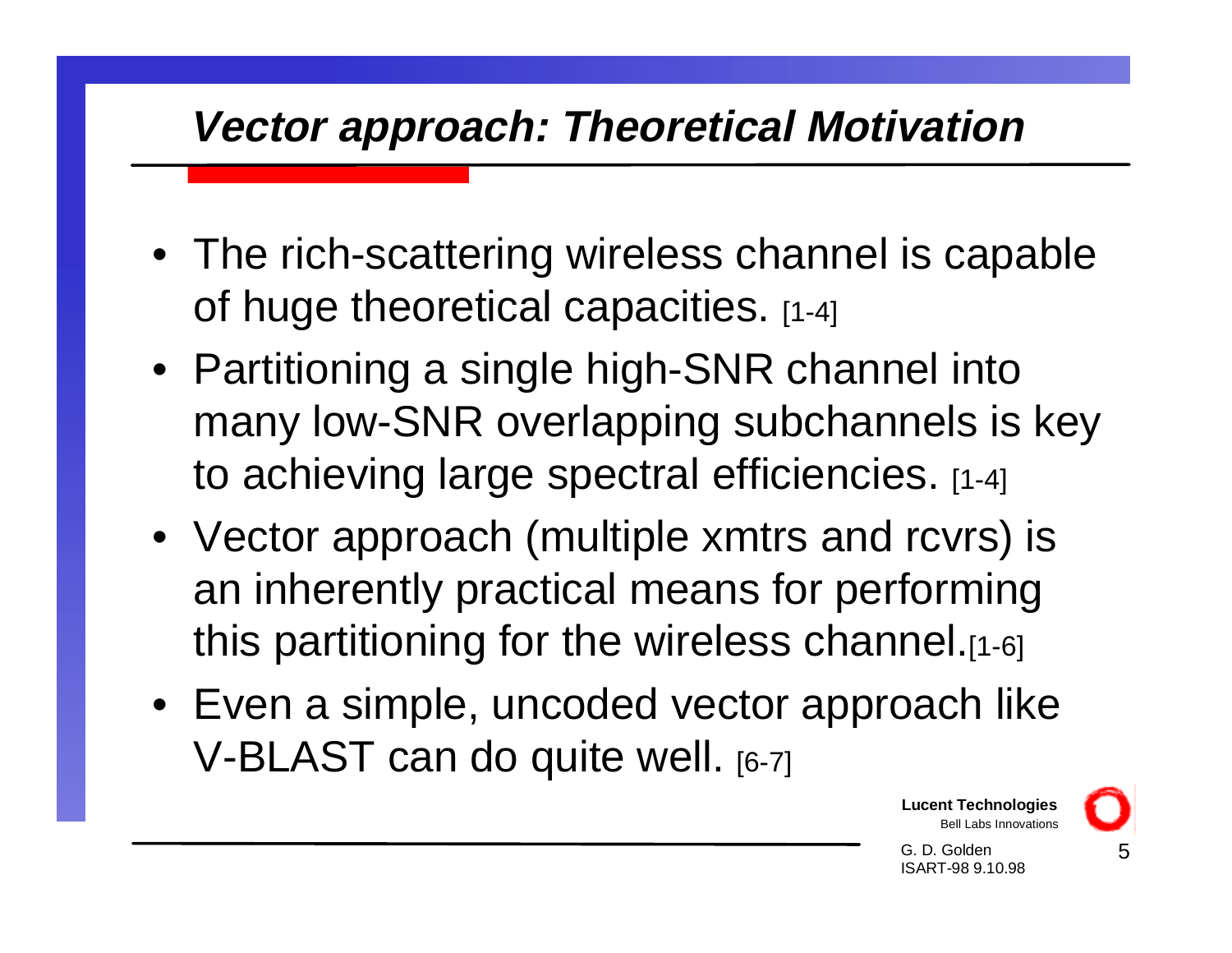## *Vector approach: Theoretical Motivation*

- The rich-scattering wireless channel is capable of huge theoretical capacities. [1-4]
- Partitioning a single high-SNR channel into many low-SNR overlapping subchannels is key to achieving large spectral efficiencies. [1-4]
- Vector approach (multiple xmtrs and rcvrs) is an inherently practical means for performing this partitioning for the wireless channel.[1-6]
- Even a simple, uncoded vector approach like V-BLAST can do quite well. [6-7]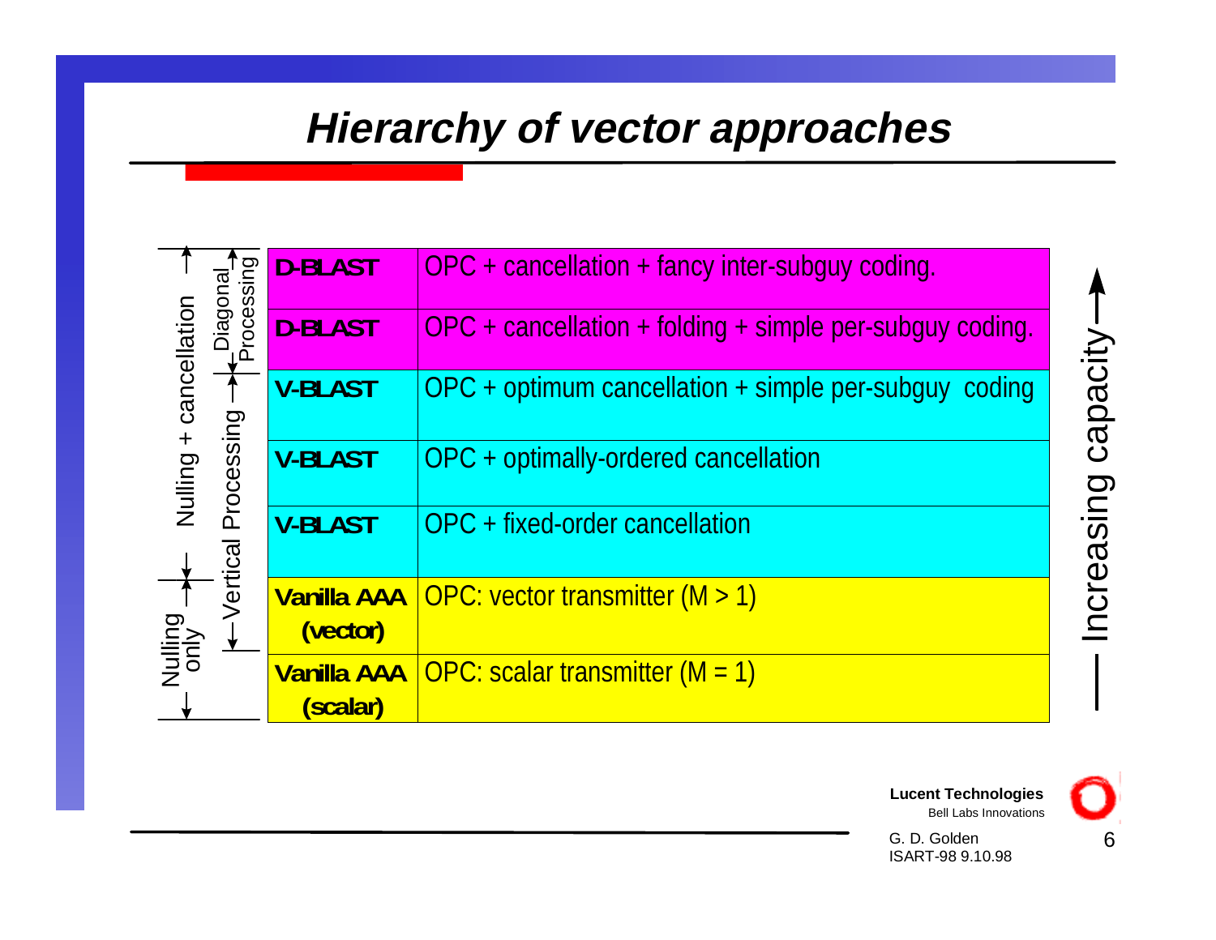# Hierarchy of vector approaches

| Processing | Approach | Description |
|---|---|---|
| Nulling + cancellation; Diagonal Processing | **D-BLAST** | OPC + cancellation + fancy inter-subguy coding. |
| Nulling + cancellation; Diagonal Processing | **D-BLAST** | OPC + cancellation + folding + simple per-subguy coding. |
| Nulling + cancellation; Vertical Processing | **V-BLAST** | OPC + optimum cancellation + simple per-subguy coding |
| Nulling + cancellation; Vertical Processing | **V-BLAST** | OPC + optimally-ordered cancellation |
| Nulling + cancellation; Vertical Processing | **V-BLAST** | OPC + fixed-order cancellation |
| Nulling only; Vertical Processing | **Vanilla AAA (vector)** | OPC: vector transmitter (M > 1) |
| Nulling only | **Vanilla AAA (scalar)** | OPC: scalar transmitter (M = 1) |

Increasing capacity ↑ (from bottom to top)

Lucent Technologies
Bell Labs Innovations

G. D. Golden
ISART-98 9.10.98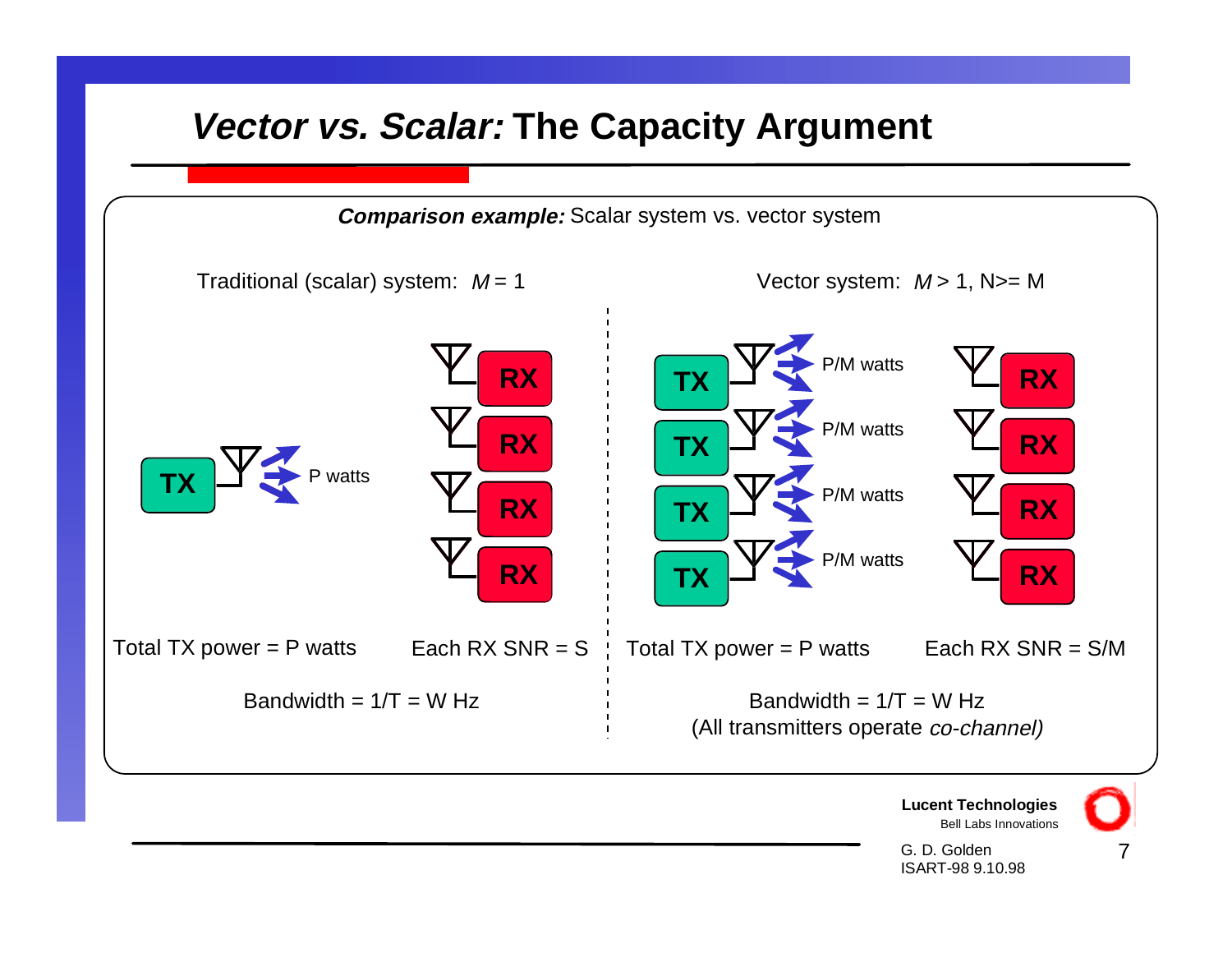# *Vector vs. Scalar:* The Capacity Argument

***Comparison example:*** Scalar system vs. vector system

**Traditional (scalar) system:** $M = 1$

TX — P watts → RX, RX, RX, RX

Total TX power = P watts

Each RX SNR = S

Bandwidth = 1/T = W Hz

**Vector system:** $M > 1$, N>= M

TX — P/M watts

TX — P/M watts

TX — P/M watts

TX — P/M watts

→ RX, RX, RX, RX

Total TX power = P watts

Each RX SNR = S/M

Bandwidth = 1/T = W Hz
(All transmitters operate *co-channel)*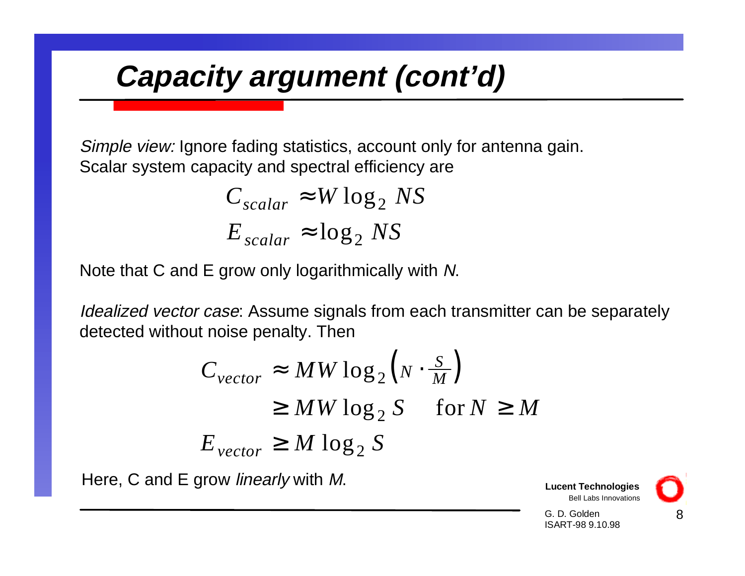# Capacity argument (cont'd)

*Simple view:* Ignore fading statistics, account only for antenna gain. Scalar system capacity and spectral efficiency are

$$C_{scalar} \approx W \log_2 NS$$

$$E_{scalar} \approx \log_2 NS$$

Note that C and E grow only logarithmically with *N*.

*Idealized vector case*: Assume signals from each transmitter can be separately detected without noise penalty. Then

$$\begin{aligned} C_{vector} &\approx MW \log_2 \left( N \cdot \frac{S}{M} \right) \\ &\geq MW \log_2 S \quad \text{for } N \geq M \end{aligned}$$

$$E_{vector} \geq M \log_2 S$$

Here, C and E grow *linearly* with *M*.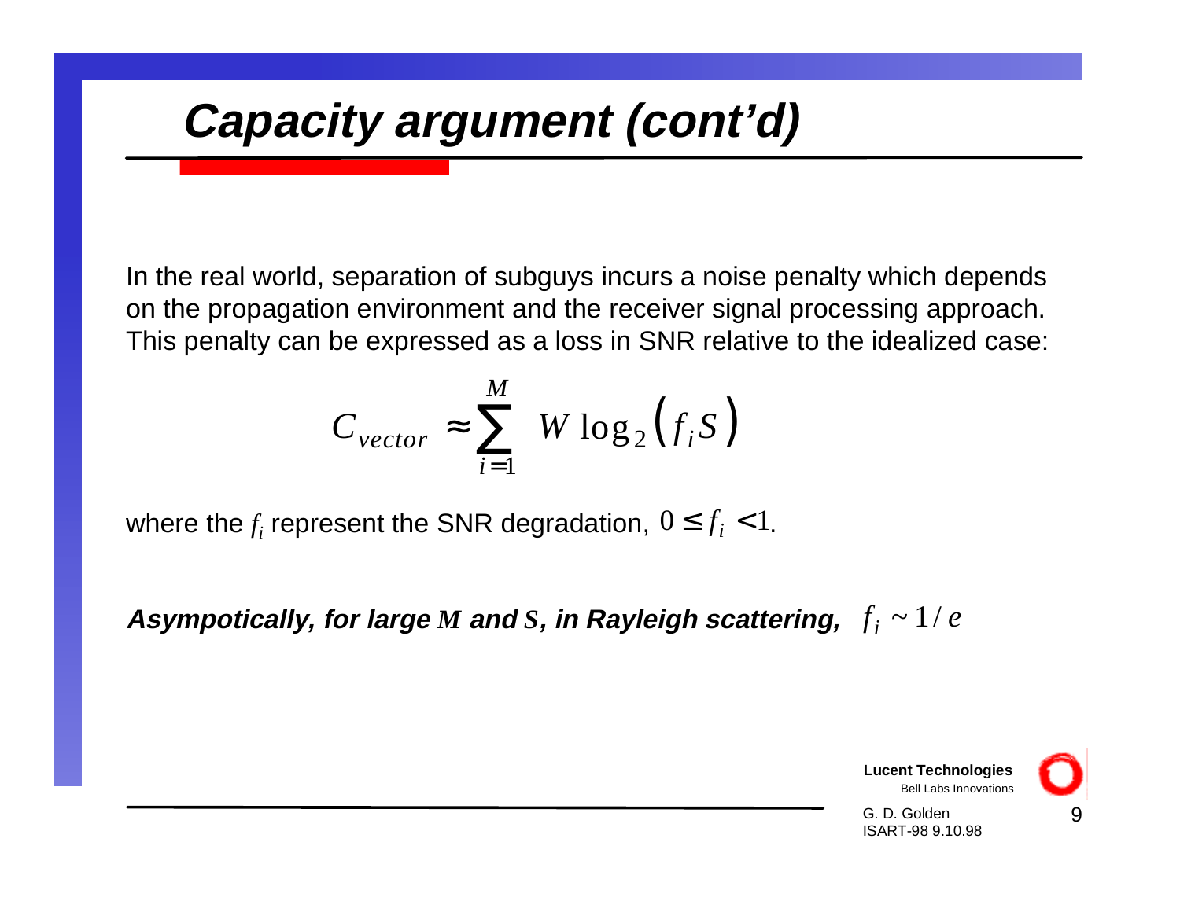# *Capacity argument (cont'd)*

In the real world, separation of subguys incurs a noise penalty which depends on the propagation environment and the receiver signal processing approach. This penalty can be expressed as a loss in SNR relative to the idealized case:

$$C_{vector} \approx \sum_{i=1}^{M} W \log_2 \left( f_i S \right)$$

where the $f_i$ represent the SNR degradation, $0 \leq f_i < 1$.

***Asympotically, for large $M$ and $S$, in Rayleigh scattering,*** $f_i \sim 1/e$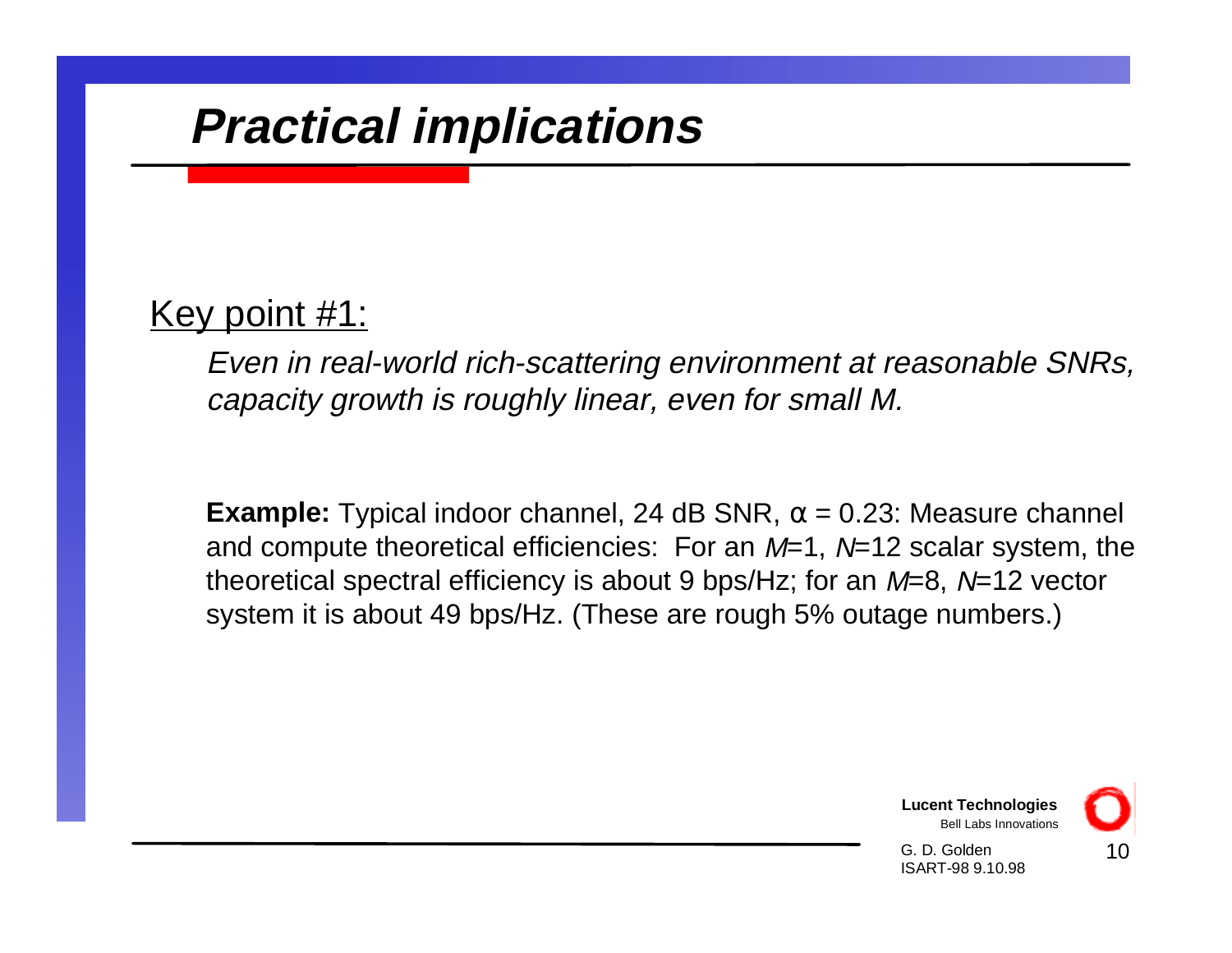# Practical implications

<u>Key point #1:</u>

*Even in real-world rich-scattering environment at reasonable SNRs, capacity growth is roughly linear, even for small M.*

**Example:** Typical indoor channel, 24 dB SNR, $\alpha = 0.23$: Measure channel and compute theoretical efficiencies: For an $M$=1, $N$=12 scalar system, the theoretical spectral efficiency is about 9 bps/Hz; for an $M$=8, $N$=12 vector system it is about 49 bps/Hz. (These are rough 5% outage numbers.)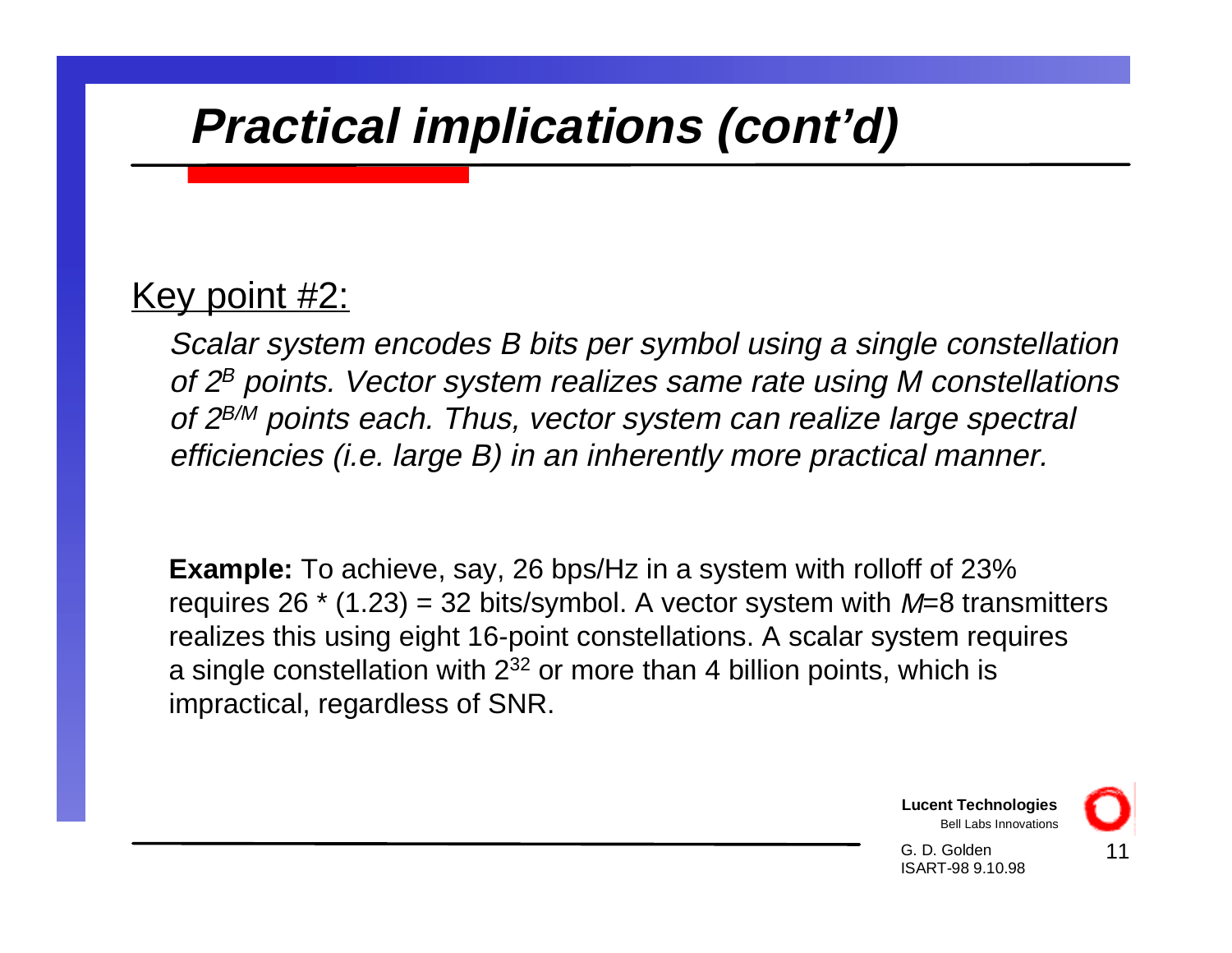# Practical implications (cont'd)

Key point #2:

*Scalar system encodes B bits per symbol using a single constellation of $2^B$ points. Vector system realizes same rate using M constellations of $2^{B/M}$ points each. Thus, vector system can realize large spectral efficiencies (i.e. large B) in an inherently more practical manner.*

**Example:** To achieve, say, 26 bps/Hz in a system with rolloff of 23% requires 26 * (1.23) = 32 bits/symbol. A vector system with $M$=8 transmitters realizes this using eight 16-point constellations. A scalar system requires a single constellation with $2^{32}$ or more than 4 billion points, which is impractical, regardless of SNR.

**Lucent Technologies**
Bell Labs Innovations

G. D. Golden
ISART-98 9.10.98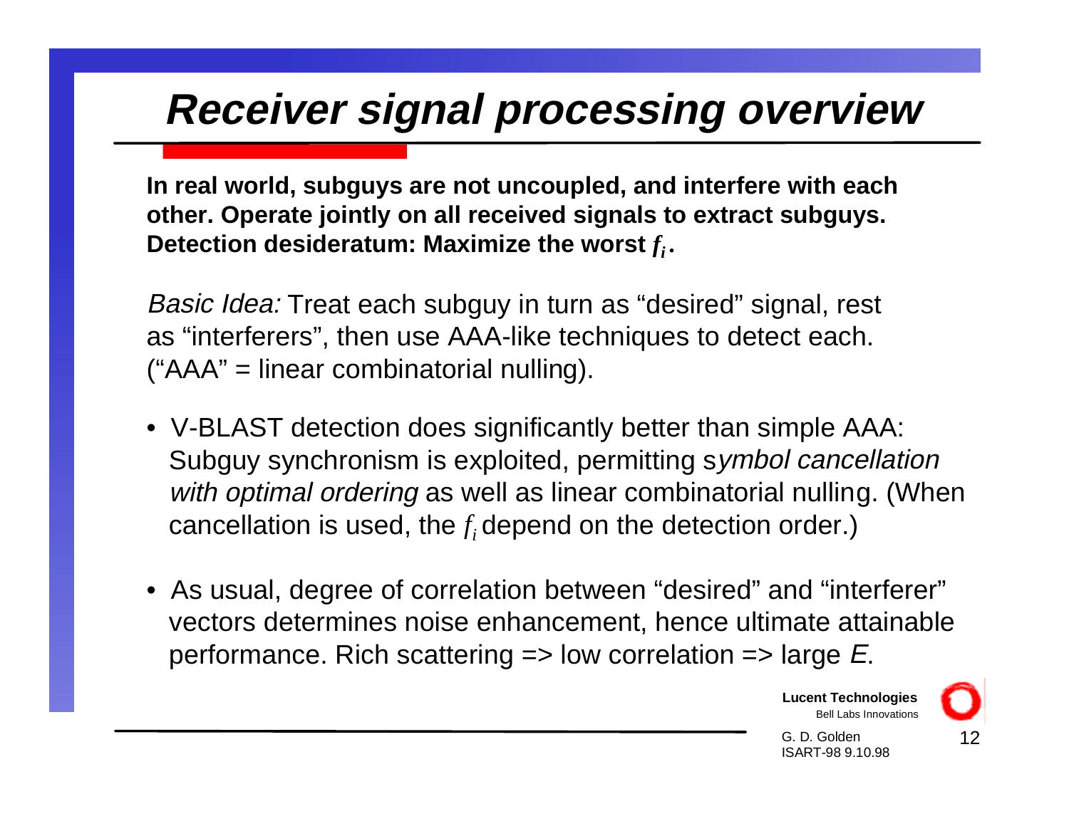# Receiver signal processing overview

**In real world, subguys are not uncoupled, and interfere with each other. Operate jointly on all received signals to extract subguys. Detection desideratum: Maximize the worst $f_i$.**

*Basic Idea:* Treat each subguy in turn as "desired" signal, rest as "interferers", then use AAA-like techniques to detect each. ("AAA" = linear combinatorial nulling).

- V-BLAST detection does significantly better than simple AAA: Subguy synchronism is exploited, permitting s*ymbol cancellation with optimal ordering* as well as linear combinatorial nulling. (When cancellation is used, the $f_i$ depend on the detection order.)
- As usual, degree of correlation between "desired" and "interferer" vectors determines noise enhancement, hence ultimate attainable performance. Rich scattering => low correlation => large *E*.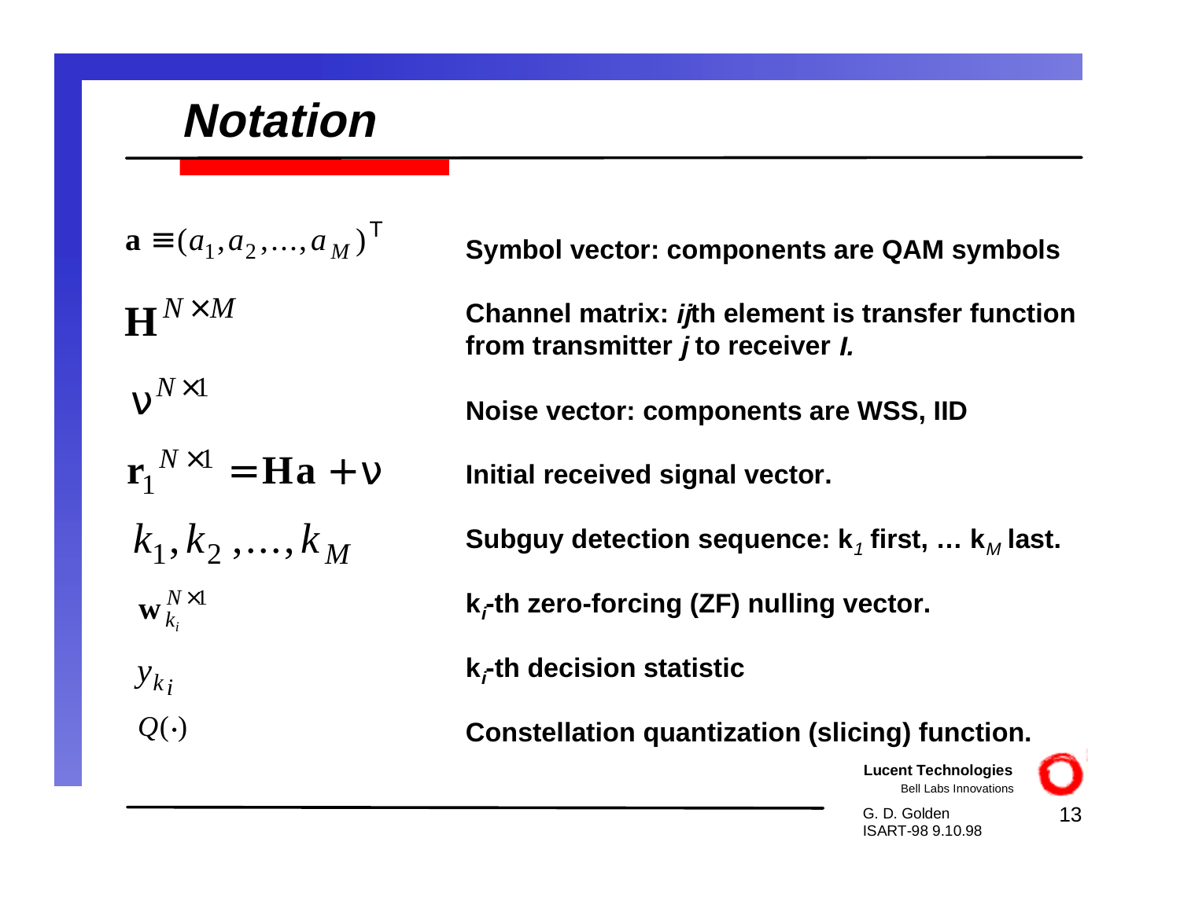# Notation

| | |
|---|---|
| $\mathbf{a} \equiv (a_1, a_2, \ldots, a_M)^{\mathsf{T}}$ | **Symbol vector: components are QAM symbols** |
| $\mathbf{H}^{N \times M}$ | **Channel matrix: *ij*th element is transfer function from transmitter *j* to receiver *I.*** |
| $\nu^{N \times 1}$ | **Noise vector: components are WSS, IID** |
| $\mathbf{r}_1^{N \times 1} = \mathbf{H}\mathbf{a} + \nu$ | **Initial received signal vector.** |
| $k_1, k_2, \ldots, k_M$ | **Subguy detection sequence: $k_1$ first, … $k_M$ last.** |
| $\mathbf{w}_{k_i}^{N \times 1}$ | **$k_i$-th zero-forcing (ZF) nulling vector.** |
| $y_{k_i}$ | **$k_i$-th decision statistic** |
| $Q(\cdot)$ | **Constellation quantization (slicing) function.** |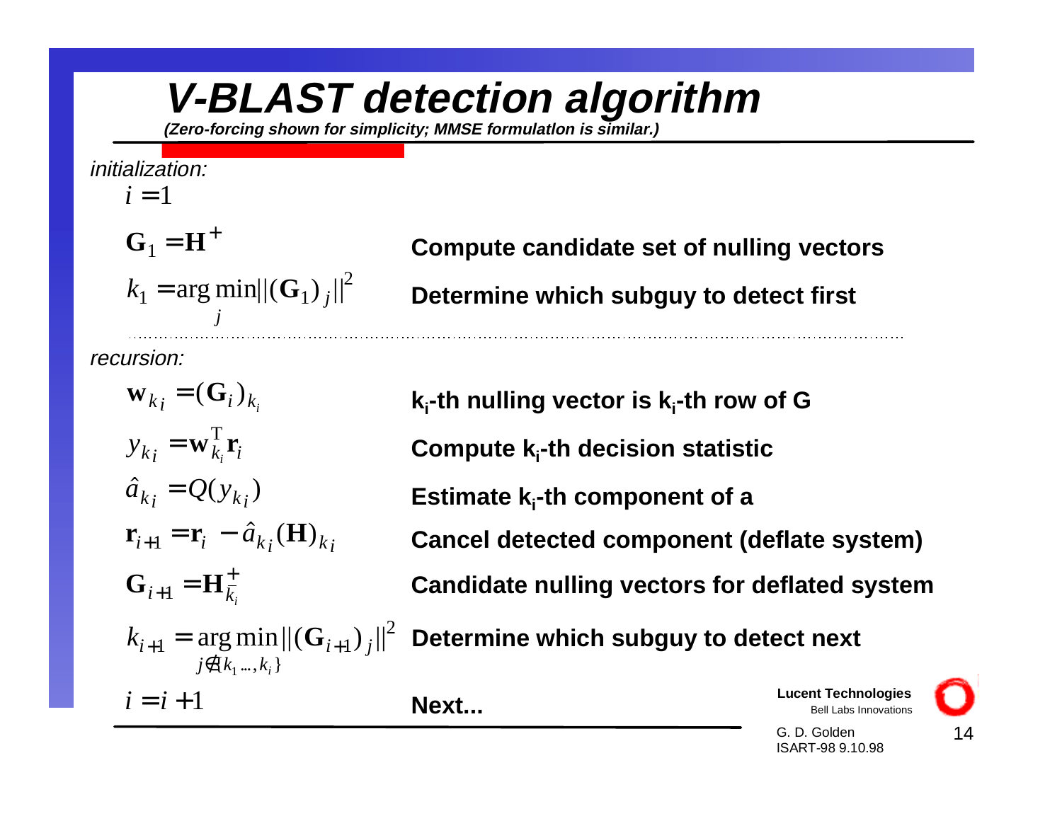# V-BLAST detection algorithm

***(Zero-forcing shown for simplicity; MMSE formulatlon is similar.)***

*initialization:*

$$i = 1$$

$$\mathbf{G}_1 = \mathbf{H}^+$$ **Compute candidate set of nulling vectors**

$$k_1 = \arg\min_j \|(\mathbf{G}_1)_j\|^2$$ **Determine which subguy to detect first**

*recursion:*

$$\mathbf{w}_{k_i} = (\mathbf{G}_i)_{k_i}$$ **$k_i$-th nulling vector is $k_i$-th row of G**

$$y_{k_i} = \mathbf{w}_{k_i}^{\mathrm{T}} \mathbf{r}_i$$ **Compute $k_i$-th decision statistic**

$$\hat{a}_{k_i} = Q(y_{k_i})$$ **Estimate $k_i$-th component of a**

$$\mathbf{r}_{i+1} = \mathbf{r}_i - \hat{a}_{k_i} (\mathbf{H})_{k_i}$$ **Cancel detected component (deflate system)**

$$\mathbf{G}_{i+1} = \mathbf{H}_{\overline{k_i}}^+$$ **Candidate nulling vectors for deflated system**

$$k_{i+1} = \arg\min_{j \notin \{k_1 \ldots, k_i\}} \|(\mathbf{G}_{i+1})_j\|^2$$ **Determine which subguy to detect next**

$$i = i + 1$$ **Next...**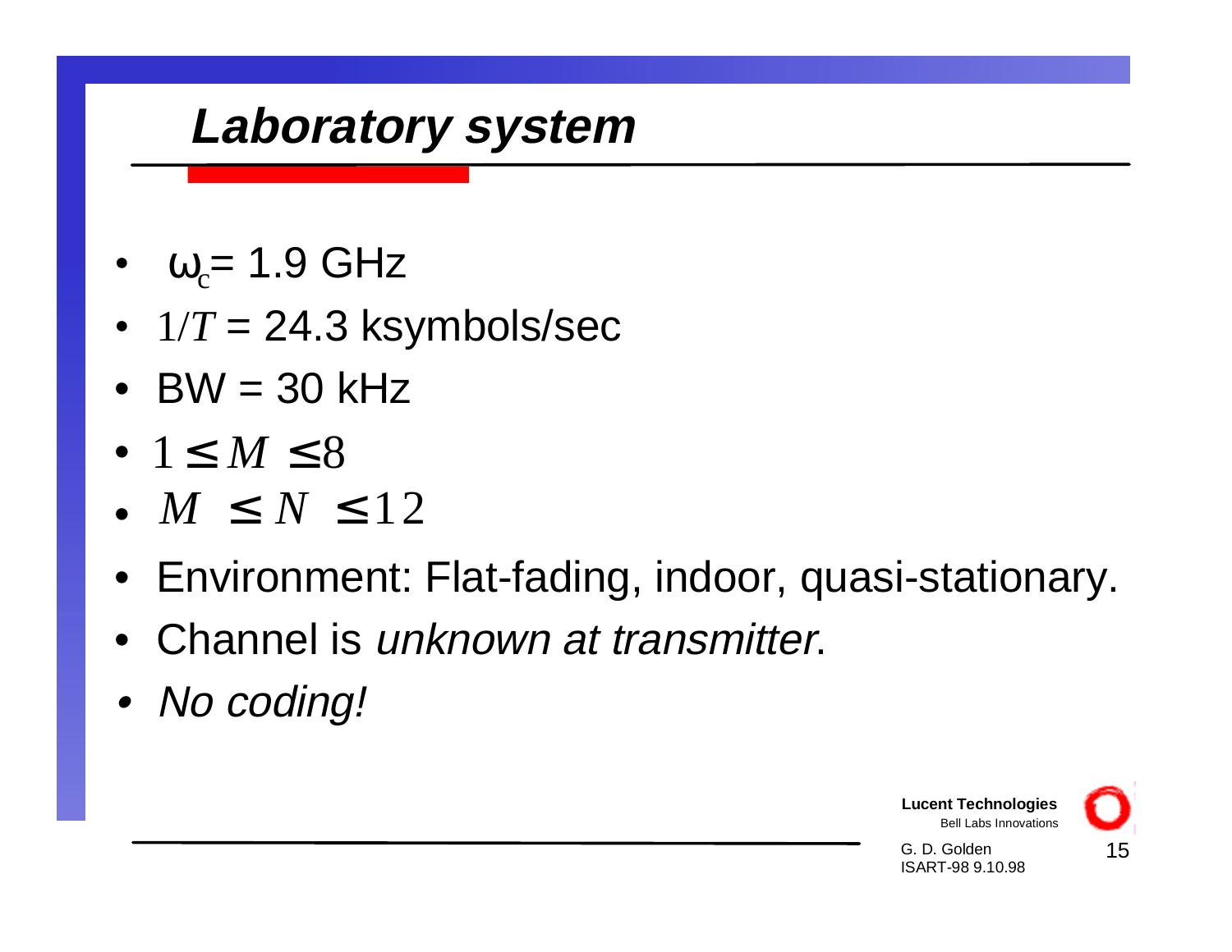# *Laboratory system*

- $\omega_c$= 1.9 GHz
- $1/T$ = 24.3 ksymbols/sec
- BW = 30 kHz
- $1 \leq M \leq 8$
- $M \leq N \leq 12$
- Environment: Flat-fading, indoor, quasi-stationary.
- Channel is *unknown at transmitter*.
- *No coding!*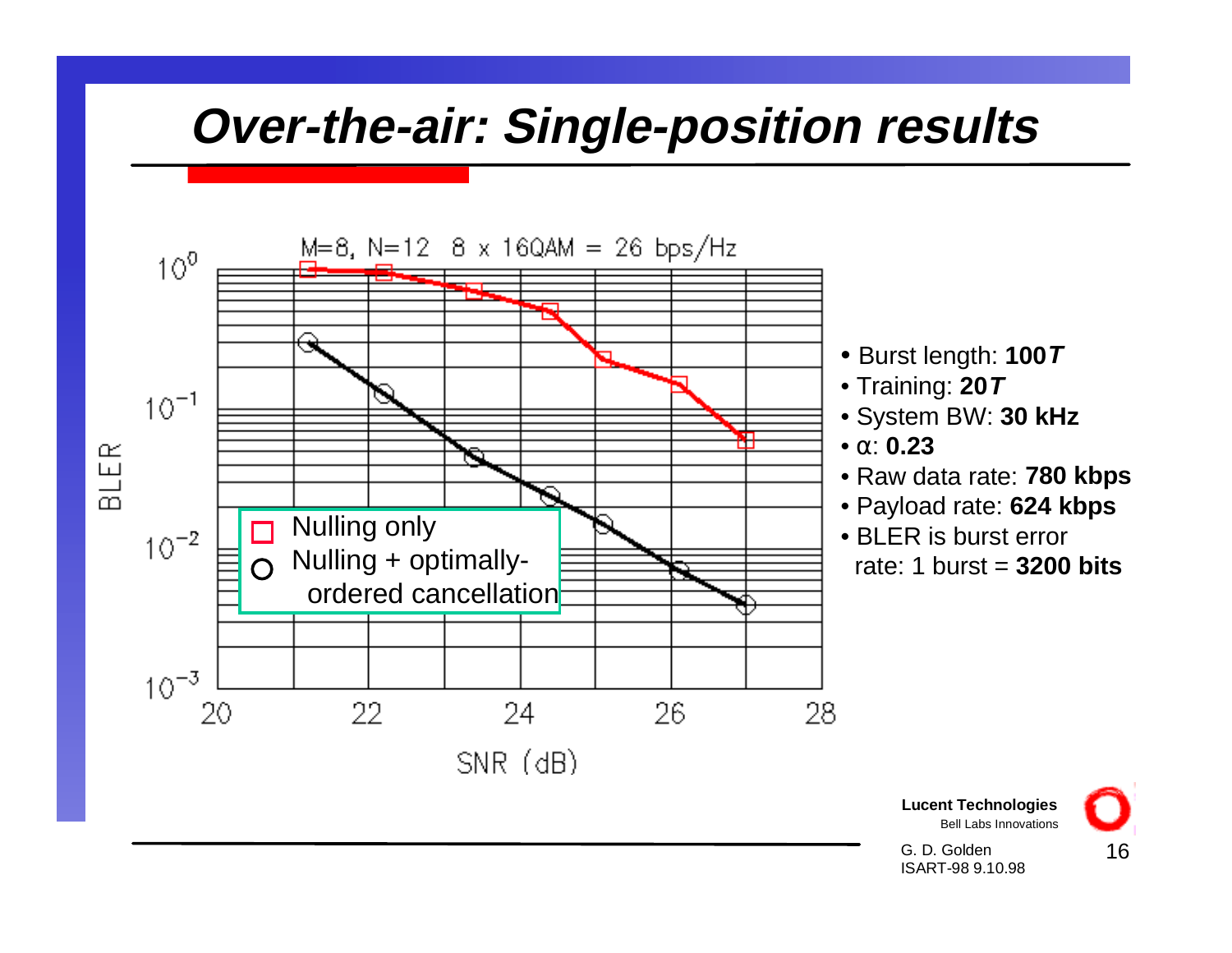# Over-the-air: Single-position results

M=8, N=12 8 x 16QAM = 26 bps/Hz

- Nulling only
- Nulling + optimally-ordered cancellation

BLER vs. SNR (dB)

- Burst length: **100*T***
- Training: **20*T***
- System BW: **30 kHz**
- $\alpha$: **0.23**
- Raw data rate: **780 kbps**
- Payload rate: **624 kbps**
- BLER is burst error rate: 1 burst = **3200 bits**

**Lucent Technologies**
Bell Labs Innovations

G. D. Golden
ISART-98 9.10.98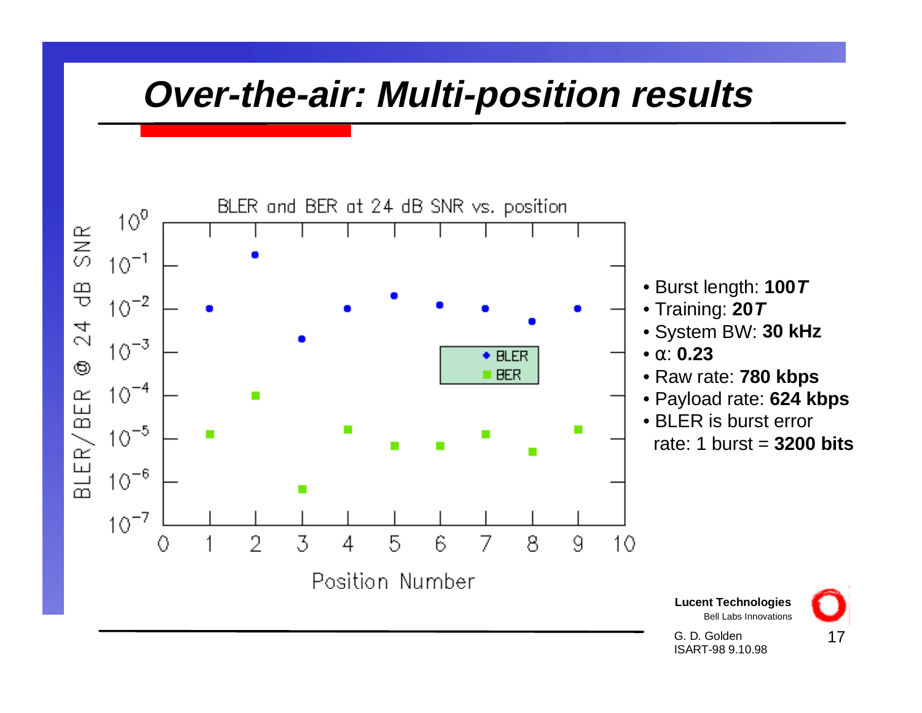# Over-the-air: Multi-position results

BLER and BER at 24 dB SNR vs. position

- Burst length: **100*T***
- Training: **20*T***
- System BW: **30 kHz**
- α: **0.23**
- Raw rate: **780 kbps**
- Payload rate: **624 kbps**
- BLER is burst error rate: 1 burst = **3200 bits**

G. D. Golden
ISART-98 9.10.98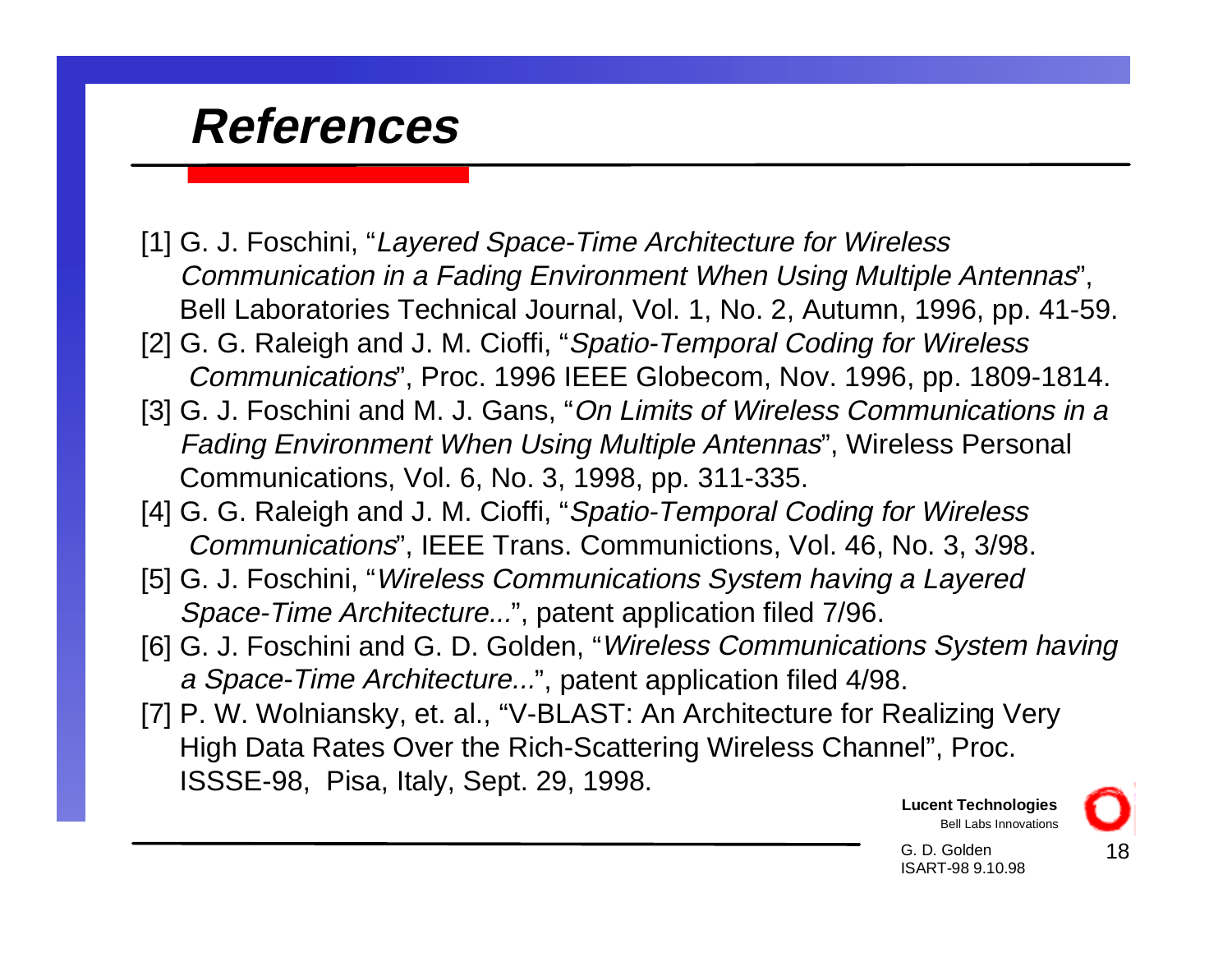# *References*

[1] G. J. Foschini, "*Layered Space-Time Architecture for Wireless Communication in a Fading Environment When Using Multiple Antennas*", Bell Laboratories Technical Journal, Vol. 1, No. 2, Autumn, 1996, pp. 41-59.

[2] G. G. Raleigh and J. M. Cioffi, "*Spatio-Temporal Coding for Wireless Communications*", Proc. 1996 IEEE Globecom, Nov. 1996, pp. 1809-1814.

[3] G. J. Foschini and M. J. Gans, "*On Limits of Wireless Communications in a Fading Environment When Using Multiple Antennas*", Wireless Personal Communications, Vol. 6, No. 3, 1998, pp. 311-335.

[4] G. G. Raleigh and J. M. Cioffi, "*Spatio-Temporal Coding for Wireless Communications*", IEEE Trans. Communictions, Vol. 46, No. 3, 3/98.

[5] G. J. Foschini, "*Wireless Communications System having a Layered Space-Time Architecture...*", patent application filed 7/96.

[6] G. J. Foschini and G. D. Golden, "*Wireless Communications System having a Space-Time Architecture...*", patent application filed 4/98.

[7] P. W. Wolniansky, et. al., "V-BLAST: An Architecture for Realizing Very High Data Rates Over the Rich-Scattering Wireless Channel", Proc. ISSSE-98, Pisa, Italy, Sept. 29, 1998.